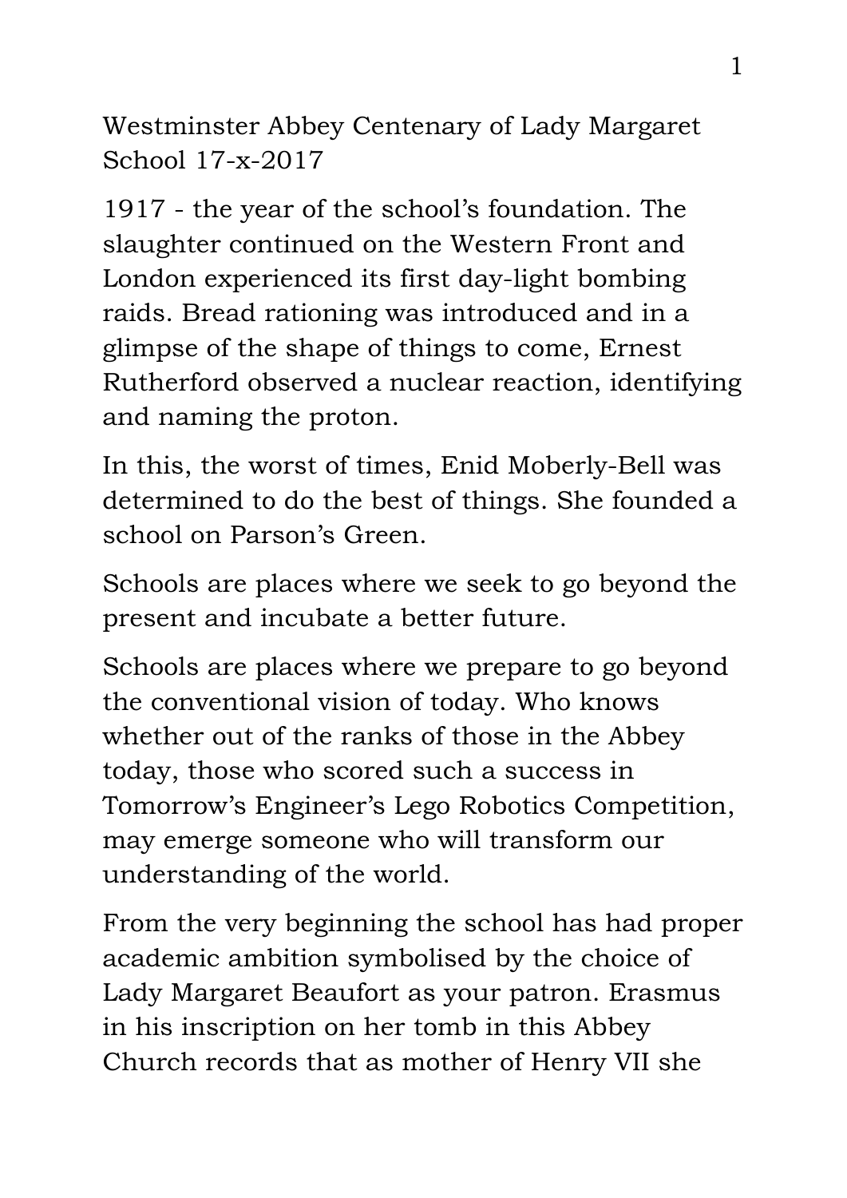Westminster Abbey Centenary of Lady Margaret School 17-x-2017

1917 - the year of the school's foundation. The slaughter continued on the Western Front and London experienced its first day-light bombing raids. Bread rationing was introduced and in a glimpse of the shape of things to come, Ernest Rutherford observed a nuclear reaction, identifying and naming the proton.

In this, the worst of times, Enid Moberly-Bell was determined to do the best of things. She founded a school on Parson's Green.

Schools are places where we seek to go beyond the present and incubate a better future.

Schools are places where we prepare to go beyond the conventional vision of today. Who knows whether out of the ranks of those in the Abbey today, those who scored such a success in Tomorrow's Engineer's Lego Robotics Competition, may emerge someone who will transform our understanding of the world.

From the very beginning the school has had proper academic ambition symbolised by the choice of Lady Margaret Beaufort as your patron. Erasmus in his inscription on her tomb in this Abbey Church records that as mother of Henry VII she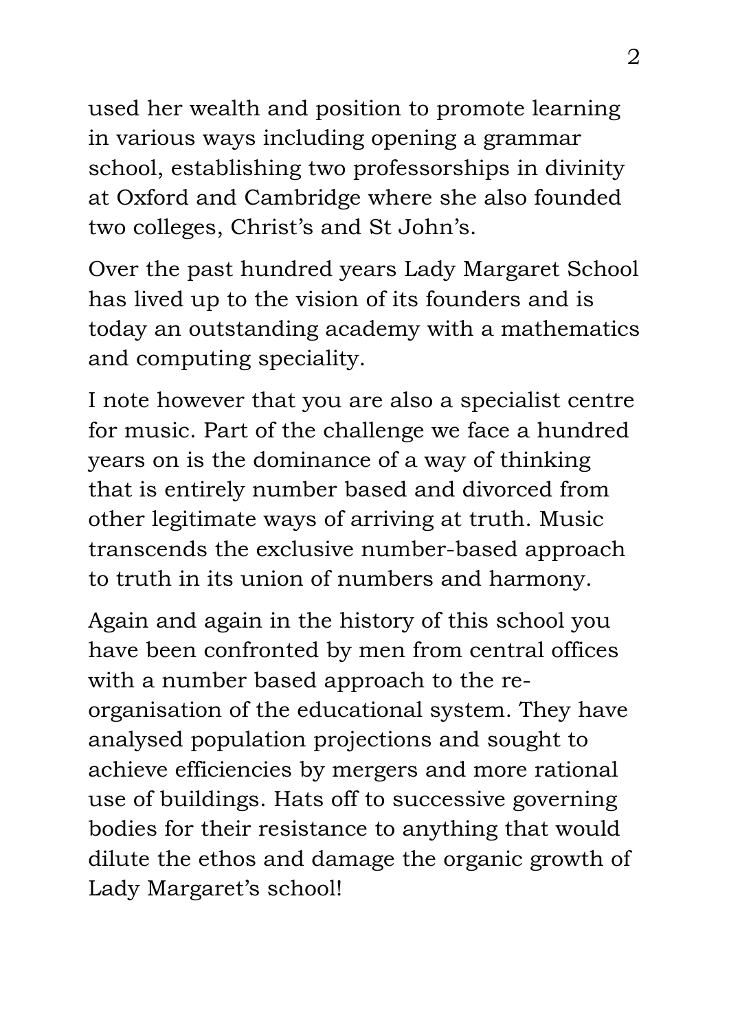used her wealth and position to promote learning in various ways including opening a grammar school, establishing two professorships in divinity at Oxford and Cambridge where she also founded two colleges, Christ's and St John's.

Over the past hundred years Lady Margaret School has lived up to the vision of its founders and is today an outstanding academy with a mathematics and computing speciality.

I note however that you are also a specialist centre for music. Part of the challenge we face a hundred years on is the dominance of a way of thinking that is entirely number based and divorced from other legitimate ways of arriving at truth. Music transcends the exclusive number-based approach to truth in its union of numbers and harmony.

Again and again in the history of this school you have been confronted by men from central offices with a number based approach to the re-organisation of the educational system. They have analysed population projections and sought to achieve efficiencies by mergers and more rational use of buildings. Hats off to successive governing bodies for their resistance to anything that would dilute the ethos and damage the organic growth of Lady Margaret's school!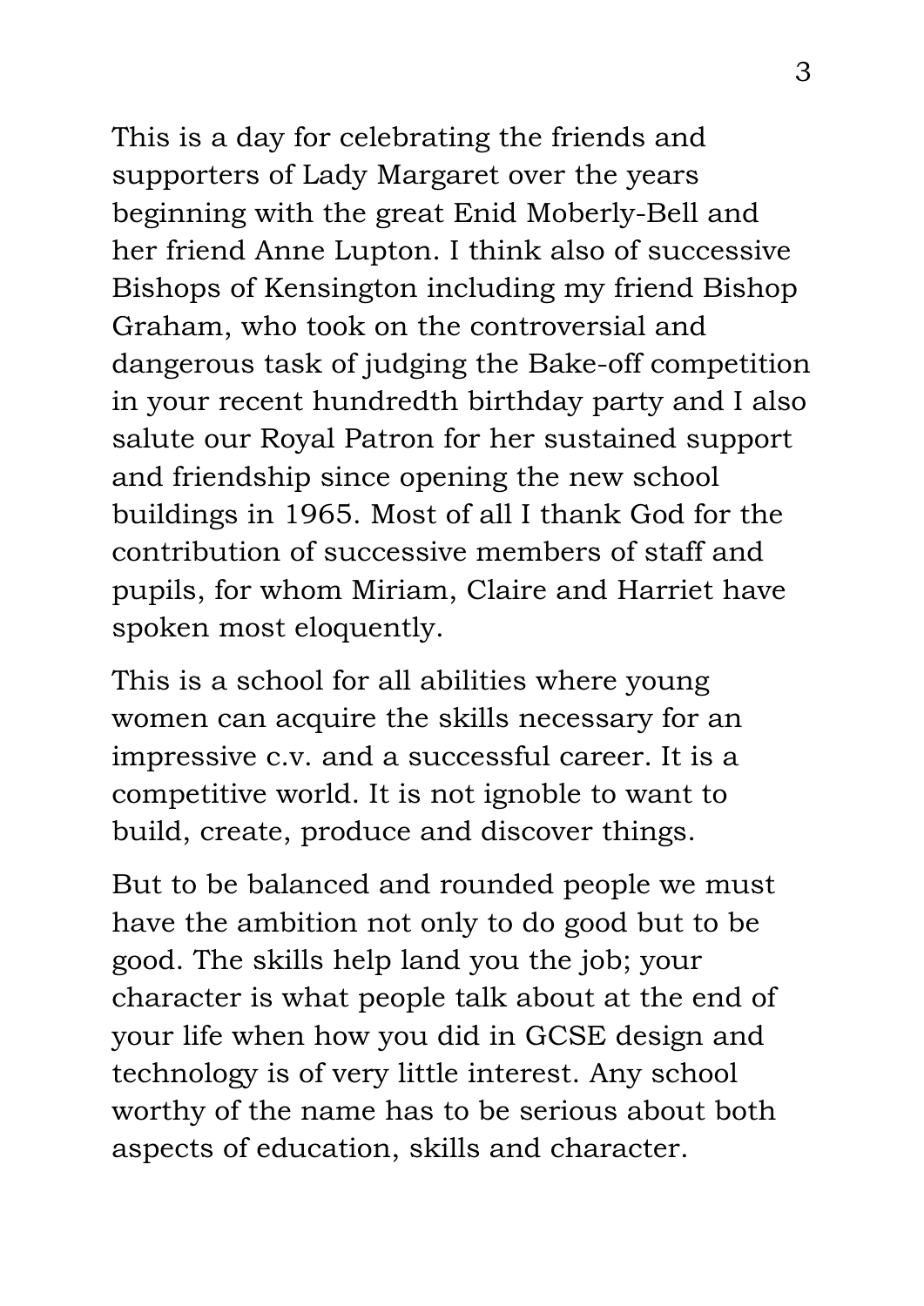This is a day for celebrating the friends and supporters of Lady Margaret over the years beginning with the great Enid Moberly-Bell and her friend Anne Lupton. I think also of successive Bishops of Kensington including my friend Bishop Graham, who took on the controversial and dangerous task of judging the Bake-off competition in your recent hundredth birthday party and I also salute our Royal Patron for her sustained support and friendship since opening the new school buildings in 1965. Most of all I thank God for the contribution of successive members of staff and pupils, for whom Miriam, Claire and Harriet have spoken most eloquently.

This is a school for all abilities where young women can acquire the skills necessary for an impressive c.v. and a successful career. It is a competitive world. It is not ignoble to want to build, create, produce and discover things.

But to be balanced and rounded people we must have the ambition not only to do good but to be good. The skills help land you the job; your character is what people talk about at the end of your life when how you did in GCSE design and technology is of very little interest. Any school worthy of the name has to be serious about both aspects of education, skills and character.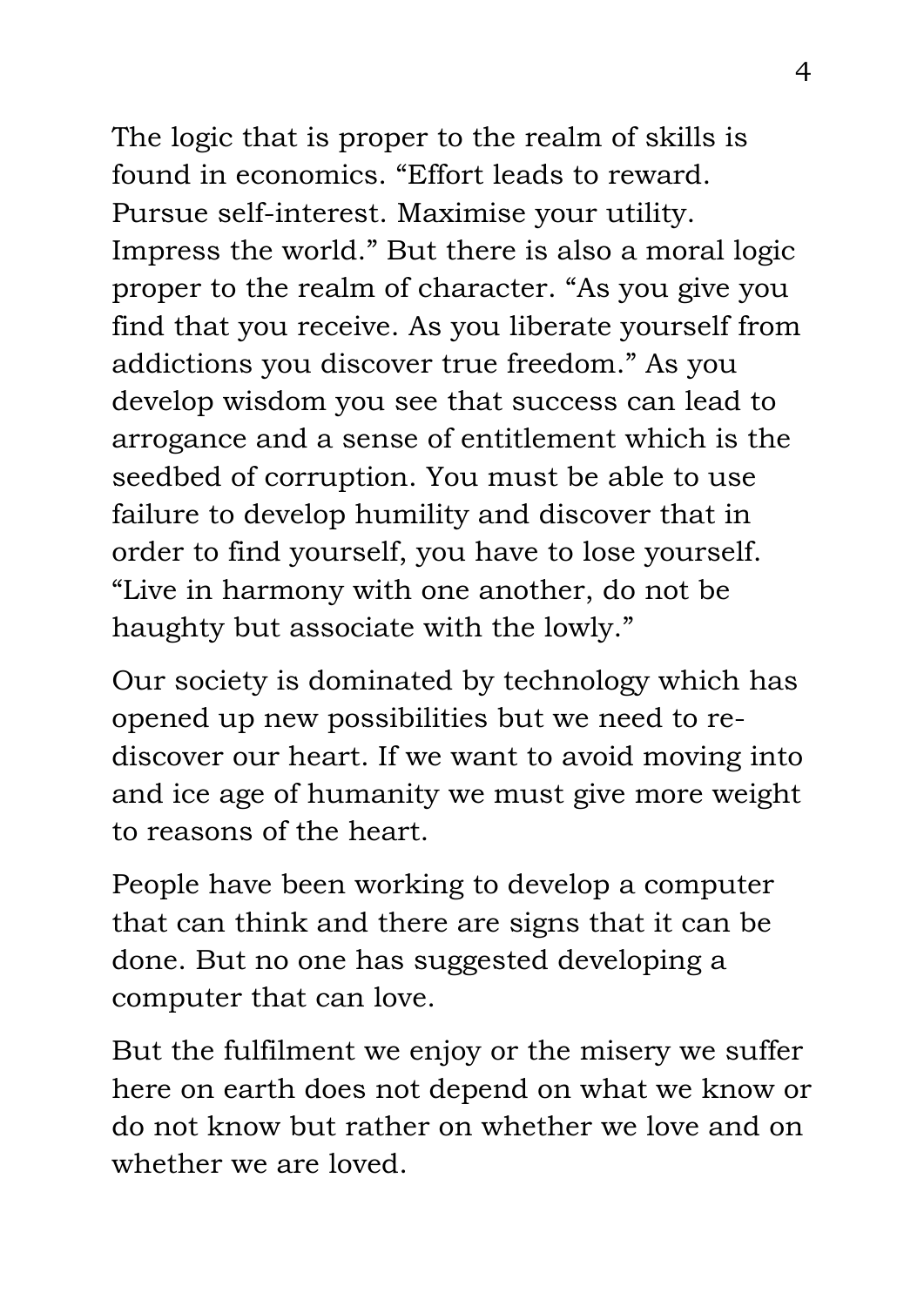The logic that is proper to the realm of skills is found in economics. "Effort leads to reward. Pursue self-interest. Maximise your utility. Impress the world." But there is also a moral logic proper to the realm of character. "As you give you find that you receive. As you liberate yourself from addictions you discover true freedom." As you develop wisdom you see that success can lead to arrogance and a sense of entitlement which is the seedbed of corruption. You must be able to use failure to develop humility and discover that in order to find yourself, you have to lose yourself. "Live in harmony with one another, do not be haughty but associate with the lowly."

Our society is dominated by technology which has opened up new possibilities but we need to re-discover our heart. If we want to avoid moving into and ice age of humanity we must give more weight to reasons of the heart.

People have been working to develop a computer that can think and there are signs that it can be done. But no one has suggested developing a computer that can love.

But the fulfilment we enjoy or the misery we suffer here on earth does not depend on what we know or do not know but rather on whether we love and on whether we are loved.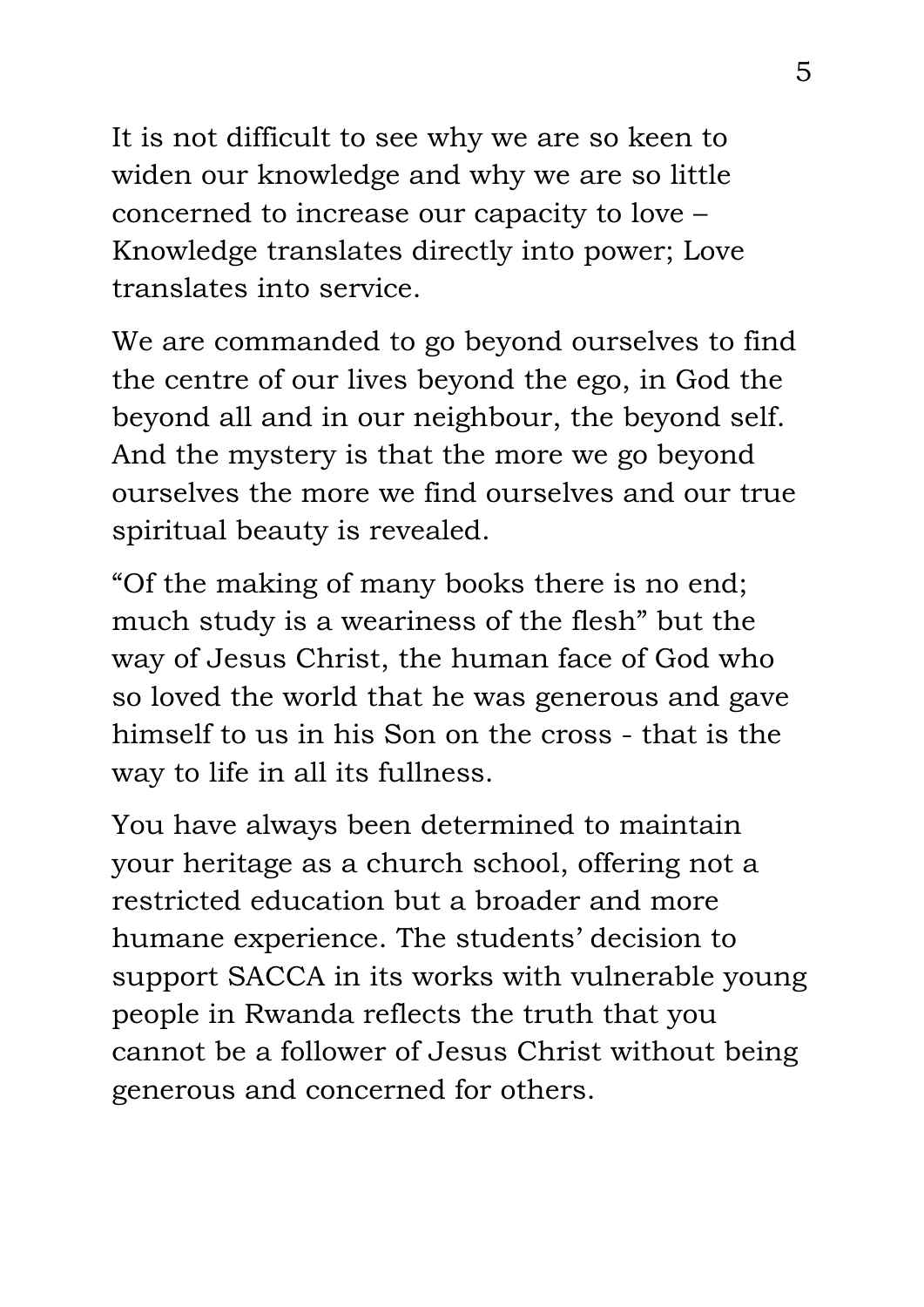It is not difficult to see why we are so keen to widen our knowledge and why we are so little concerned to increase our capacity to love – Knowledge translates directly into power; Love translates into service.

We are commanded to go beyond ourselves to find the centre of our lives beyond the ego, in God the beyond all and in our neighbour, the beyond self. And the mystery is that the more we go beyond ourselves the more we find ourselves and our true spiritual beauty is revealed.

"Of the making of many books there is no end; much study is a weariness of the flesh" but the way of Jesus Christ, the human face of God who so loved the world that he was generous and gave himself to us in his Son on the cross - that is the way to life in all its fullness.

You have always been determined to maintain your heritage as a church school, offering not a restricted education but a broader and more humane experience. The students' decision to support SACCA in its works with vulnerable young people in Rwanda reflects the truth that you cannot be a follower of Jesus Christ without being generous and concerned for others.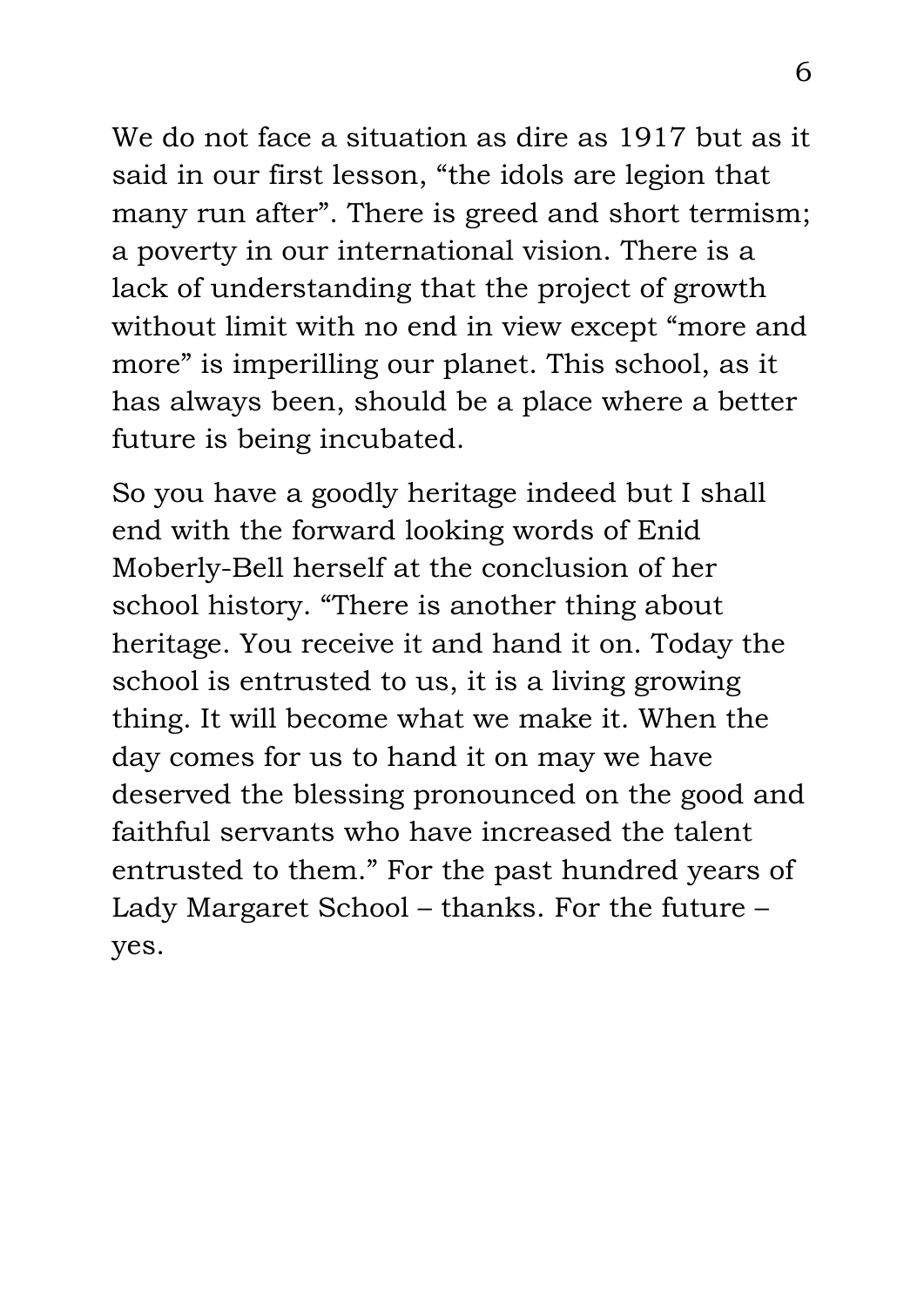We do not face a situation as dire as 1917 but as it said in our first lesson, “the idols are legion that many run after”. There is greed and short termism; a poverty in our international vision. There is a lack of understanding that the project of growth without limit with no end in view except “more and more” is imperilling our planet. This school, as it has always been, should be a place where a better future is being incubated.

So you have a goodly heritage indeed but I shall end with the forward looking words of Enid Moberly-Bell herself at the conclusion of her school history. “There is another thing about heritage. You receive it and hand it on. Today the school is entrusted to us, it is a living growing thing. It will become what we make it. When the day comes for us to hand it on may we have deserved the blessing pronounced on the good and faithful servants who have increased the talent entrusted to them.” For the past hundred years of Lady Margaret School – thanks. For the future – yes.